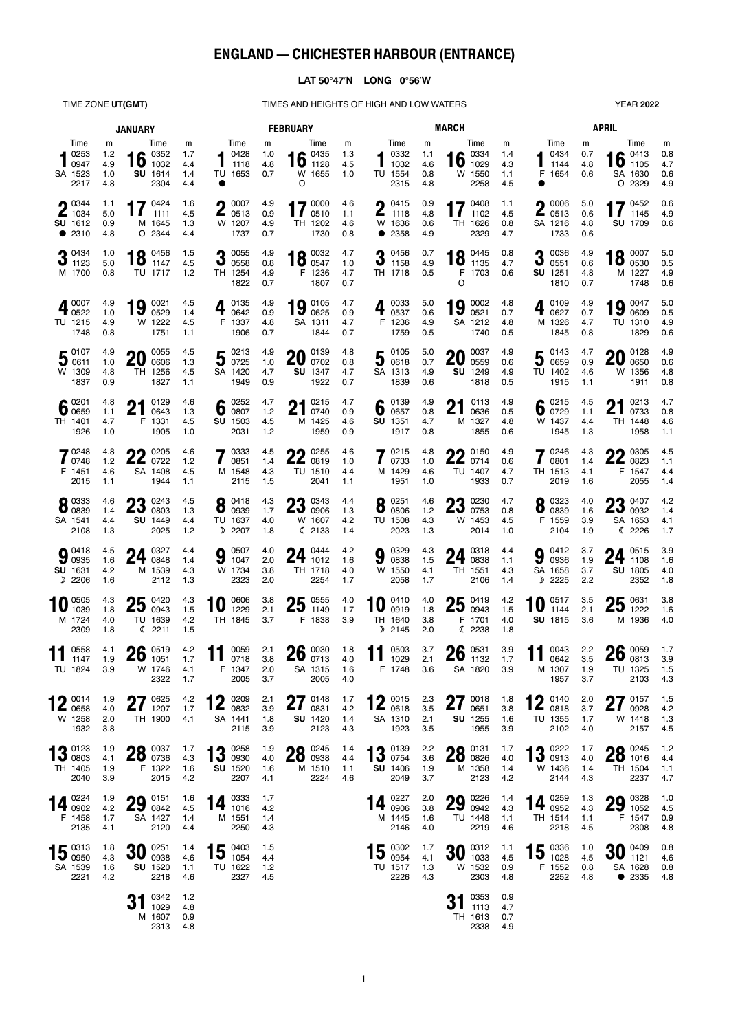# ENGLAND — CHICHESTER HARBOUR (ENTRANCE)

**LAT 50°47′N LONG 0°56′W**

TIME ZONE **UT(GMT)** — TIMES AND HEIGHTS OF HIGH AND LOW WATERS — YEAR **2022**

## JANUARY

| Day | | Time | m | Time | m | Time | m | Time | m |
|---|---|---|---|---|---|---|---|---|---|
| 1 | SA | 0253 | 1.2 | 0947 | 4.9 | 1523 | 1.0 | 2217 | 4.8 |
| 2 | SU ● | 0344 | 1.1 | 1034 | 5.0 | 1612 | 0.9 | 2310 | 4.8 |
| 3 | M | 0434 | 1.0 | 1123 | 5.0 | 1700 | 0.8 | | |
| 4 | TU | 0007 | 4.9 | 0522 | 1.0 | 1215 | 4.9 | 1748 | 0.8 |
| 5 | W | 0107 | 4.9 | 0611 | 1.0 | 1309 | 4.8 | 1837 | 0.9 |
| 6 | TH | 0201 | 4.8 | 0659 | 1.1 | 1401 | 4.7 | 1926 | 1.0 |
| 7 | F | 0248 | 4.8 | 0748 | 1.2 | 1451 | 4.6 | 2015 | 1.1 |
| 8 | SA | 0333 | 4.6 | 0839 | 1.4 | 1541 | 4.4 | 2108 | 1.3 |
| 9 | SU ☽ | 0418 | 4.5 | 0935 | 1.6 | 1631 | 4.2 | 2206 | 1.6 |
| 10 | M | 0505 | 4.3 | 1039 | 1.8 | 1724 | 4.0 | 2309 | 1.8 |
| 11 | TU | 0558 | 4.1 | 1147 | 1.9 | 1824 | 3.9 | | |
| 12 | W | 0014 | 1.9 | 0658 | 4.0 | 1258 | 2.0 | 1932 | 3.8 |
| 13 | TH | 0123 | 1.9 | 0803 | 4.1 | 1405 | 1.9 | 2040 | 3.9 |
| 14 | F | 0224 | 1.9 | 0902 | 4.2 | 1458 | 1.7 | 2135 | 4.1 |
| 15 | SA | 0313 | 1.8 | 0950 | 4.3 | 1539 | 1.6 | 2221 | 4.2 |
| 16 | SU | 0352 | 1.7 | 1032 | 4.4 | 1614 | 1.4 | 2304 | 4.4 |
| 17 | M ○ | 0424 | 1.6 | 1111 | 4.5 | 1645 | 1.3 | 2344 | 4.4 |
| 18 | TU | 0456 | 1.5 | 1147 | 4.5 | 1717 | 1.2 | | |
| 19 | W | 0021 | 4.5 | 0529 | 1.4 | 1222 | 4.5 | 1751 | 1.1 |
| 20 | TH | 0055 | 4.5 | 0606 | 1.3 | 1256 | 4.5 | 1827 | 1.1 |
| 21 | F | 0129 | 4.6 | 0643 | 1.3 | 1331 | 4.5 | 1905 | 1.0 |
| 22 | SA | 0205 | 4.6 | 0722 | 1.2 | 1408 | 4.5 | 1944 | 1.1 |
| 23 | SU | 0243 | 4.5 | 0803 | 1.3 | 1449 | 4.4 | 2025 | 1.2 |
| 24 | M | 0327 | 4.4 | 0848 | 1.4 | 1539 | 4.3 | 2112 | 1.3 |
| 25 | TU ☾ | 0420 | 4.3 | 0943 | 1.5 | 1639 | 4.2 | 2211 | 1.5 |
| 26 | W | 0519 | 4.2 | 1051 | 1.7 | 1746 | 4.1 | 2322 | 1.7 |
| 27 | TH | 0625 | 4.2 | 1207 | 1.7 | 1900 | 4.1 | | |
| 28 | F | 0037 | 1.7 | 0736 | 4.3 | 1322 | 1.6 | 2015 | 4.2 |
| 29 | SA | 0151 | 1.6 | 0842 | 4.5 | 1427 | 1.4 | 2120 | 4.4 |
| 30 | SU | 0251 | 1.4 | 0938 | 4.6 | 1520 | 1.1 | 2218 | 4.6 |
| 31 | M | 0342 | 1.2 | 1029 | 4.8 | 1607 | 0.9 | 2313 | 4.8 |

## FEBRUARY

| Day | | Time | m | Time | m | Time | m | Time | m |
|---|---|---|---|---|---|---|---|---|---|
| 1 | TU ● | 0428 | 1.0 | 1118 | 4.8 | 1653 | 0.7 | | |
| 2 | W | 0007 | 4.9 | 0513 | 0.9 | 1207 | 4.9 | 1737 | 0.7 |
| 3 | TH | 0055 | 4.9 | 0558 | 0.8 | 1254 | 4.9 | 1822 | 0.7 |
| 4 | F | 0135 | 4.9 | 0642 | 0.9 | 1337 | 4.8 | 1906 | 0.7 |
| 5 | SA | 0213 | 4.9 | 0725 | 1.0 | 1420 | 4.7 | 1949 | 0.9 |
| 6 | SU | 0252 | 4.7 | 0807 | 1.2 | 1503 | 4.5 | 2031 | 1.2 |
| 7 | M | 0333 | 4.5 | 0851 | 1.4 | 1548 | 4.3 | 2115 | 1.5 |
| 8 | TU ☽ | 0418 | 4.3 | 0939 | 1.7 | 1637 | 4.0 | 2207 | 1.8 |
| 9 | W | 0507 | 4.0 | 1047 | 2.0 | 1734 | 3.8 | 2323 | 2.0 |
| 10 | TH | 0606 | 3.8 | 1229 | 2.1 | 1845 | 3.7 | | |
| 11 | F | 0059 | 2.1 | 0718 | 3.8 | 1347 | 2.0 | 2005 | 3.7 |
| 12 | SA | 0209 | 2.1 | 0832 | 3.9 | 1441 | 1.8 | 2115 | 3.9 |
| 13 | SU | 0258 | 1.9 | 0930 | 4.0 | 1520 | 1.6 | 2207 | 4.1 |
| 14 | M | 0333 | 1.7 | 1016 | 4.2 | 1551 | 1.4 | 2250 | 4.3 |
| 15 | TU | 0403 | 1.5 | 1054 | 4.4 | 1622 | 1.2 | 2327 | 4.5 |
| 16 | W ○ | 0435 | 1.3 | 1128 | 4.5 | 1655 | 1.0 | | |
| 17 | TH | 0000 | 4.6 | 0510 | 1.1 | 1202 | 4.6 | 1730 | 0.8 |
| 18 | F | 0032 | 4.7 | 0547 | 1.0 | 1236 | 4.7 | 1807 | 0.7 |
| 19 | SA | 0105 | 4.7 | 0625 | 0.9 | 1311 | 4.7 | 1844 | 0.7 |
| 20 | SU | 0139 | 4.8 | 0702 | 0.8 | 1347 | 4.7 | 1922 | 0.7 |
| 21 | M | 0215 | 4.7 | 0740 | 0.9 | 1425 | 4.6 | 1959 | 0.9 |
| 22 | TU | 0255 | 4.6 | 0819 | 1.0 | 1510 | 4.4 | 2041 | 1.1 |
| 23 | W ☾ | 0343 | 4.4 | 0906 | 1.3 | 1607 | 4.2 | 2133 | 1.4 |
| 24 | TH | 0444 | 4.2 | 1012 | 1.6 | 1718 | 4.0 | 2254 | 1.7 |
| 25 | F | 0555 | 4.0 | 1149 | 1.7 | 1838 | 3.9 | | |
| 26 | SA | 0030 | 1.8 | 0713 | 4.0 | 1315 | 1.6 | 2005 | 4.0 |
| 27 | SU | 0148 | 1.7 | 0831 | 4.2 | 1420 | 1.4 | 2123 | 4.3 |
| 28 | M | 0245 | 1.4 | 0938 | 4.4 | 1510 | 1.1 | 2224 | 4.6 |

## MARCH

| Day | | Time | m | Time | m | Time | m | Time | m |
|---|---|---|---|---|---|---|---|---|---|
| 1 | TU | 0332 | 1.1 | 1032 | 4.6 | 1554 | 0.8 | 2315 | 4.8 |
| 2 | W ● | 0415 | 0.9 | 1118 | 4.8 | 1636 | 0.6 | 2358 | 4.9 |
| 3 | TH | 0456 | 0.7 | 1158 | 4.9 | 1718 | 0.5 | | |
| 4 | F | 0033 | 5.0 | 0537 | 0.6 | 1236 | 4.9 | 1759 | 0.5 |
| 5 | SA | 0105 | 5.0 | 0618 | 0.7 | 1313 | 4.9 | 1839 | 0.6 |
| 6 | SU | 0139 | 4.9 | 0657 | 0.8 | 1351 | 4.7 | 1917 | 0.8 |
| 7 | M | 0215 | 4.8 | 0733 | 1.0 | 1429 | 4.6 | 1951 | 1.0 |
| 8 | TU | 0251 | 4.6 | 0806 | 1.2 | 1508 | 4.3 | 2023 | 1.3 |
| 9 | W | 0329 | 4.3 | 0838 | 1.5 | 1550 | 4.1 | 2058 | 1.7 |
| 10 | TH ☽ | 0410 | 4.0 | 0919 | 1.8 | 1640 | 3.8 | 2145 | 2.0 |
| 11 | F | 0503 | 3.7 | 1029 | 2.1 | 1748 | 3.6 | | |
| 12 | SA | 0015 | 2.3 | 0618 | 3.5 | 1310 | 2.1 | 1923 | 3.5 |
| 13 | SU | 0139 | 2.2 | 0754 | 3.6 | 1406 | 1.9 | 2049 | 3.7 |
| 14 | M | 0227 | 2.0 | 0906 | 3.8 | 1445 | 1.6 | 2146 | 4.0 |
| 15 | TU | 0302 | 1.7 | 0954 | 4.1 | 1517 | 1.3 | 2226 | 4.3 |
| 16 | W | 0334 | 1.4 | 1029 | 4.3 | 1550 | 1.1 | 2258 | 4.5 |
| 17 | TH | 0408 | 1.1 | 1102 | 4.5 | 1626 | 0.8 | 2329 | 4.7 |
| 18 | F ○ | 0445 | 0.8 | 1135 | 4.7 | 1703 | 0.6 | | |
| 19 | SA | 0002 | 4.8 | 0521 | 0.7 | 1212 | 4.8 | 1740 | 0.5 |
| 20 | SU | 0037 | 4.9 | 0559 | 0.6 | 1249 | 4.9 | 1818 | 0.5 |
| 21 | M | 0113 | 4.9 | 0636 | 0.5 | 1327 | 4.8 | 1855 | 0.6 |
| 22 | TU | 0150 | 4.9 | 0714 | 0.6 | 1407 | 4.7 | 1933 | 0.7 |
| 23 | W | 0230 | 4.7 | 0753 | 0.8 | 1453 | 4.5 | 2014 | 1.0 |
| 24 | TH | 0318 | 4.4 | 0838 | 1.1 | 1551 | 4.3 | 2106 | 1.4 |
| 25 | F ☾ | 0419 | 4.2 | 0943 | 1.5 | 1701 | 4.0 | 2238 | 1.8 |
| 26 | SA | 0531 | 3.9 | 1132 | 1.7 | 1820 | 3.9 | | |
| 27 | SU | 0018 | 1.8 | 0651 | 3.8 | 1255 | 1.6 | 1955 | 3.9 |
| 28 | M | 0131 | 1.7 | 0826 | 4.0 | 1358 | 1.4 | 2123 | 4.2 |
| 29 | TU | 0226 | 1.4 | 0942 | 4.3 | 1448 | 1.1 | 2219 | 4.6 |
| 30 | W | 0312 | 1.1 | 1033 | 4.5 | 1532 | 0.9 | 2303 | 4.8 |
| 31 | TH | 0353 | 0.9 | 1113 | 4.7 | 1613 | 0.7 | 2338 | 4.9 |

## APRIL

| Day | | Time | m | Time | m | Time | m | Time | m |
|---|---|---|---|---|---|---|---|---|---|
| 1 | F ● | 0434 | 0.7 | 1144 | 4.8 | 1654 | 0.6 | | |
| 2 | SA | 0006 | 5.0 | 0513 | 0.6 | 1216 | 4.8 | 1733 | 0.6 |
| 3 | SU | 0036 | 4.9 | 0551 | 0.6 | 1251 | 4.8 | 1810 | 0.7 |
| 4 | M | 0109 | 4.9 | 0627 | 0.7 | 1326 | 4.7 | 1845 | 0.8 |
| 5 | TU | 0143 | 4.7 | 0659 | 0.9 | 1402 | 4.6 | 1915 | 1.1 |
| 6 | W | 0215 | 4.5 | 0729 | 1.1 | 1437 | 4.4 | 1945 | 1.3 |
| 7 | TH | 0246 | 4.3 | 0801 | 1.4 | 1513 | 4.1 | 2019 | 1.6 |
| 8 | F | 0323 | 4.0 | 0839 | 1.6 | 1559 | 3.9 | 2104 | 1.9 |
| 9 | SA ☽ | 0412 | 3.7 | 0936 | 1.9 | 1658 | 3.7 | 2225 | 2.2 |
| 10 | SU | 0517 | 3.5 | 1144 | 2.1 | 1815 | 3.6 | | |
| 11 | M | 0043 | 2.2 | 0642 | 3.5 | 1307 | 1.9 | 1957 | 3.7 |
| 12 | TU | 0140 | 2.0 | 0818 | 3.7 | 1355 | 1.7 | 2102 | 4.0 |
| 13 | W | 0222 | 1.7 | 0913 | 4.0 | 1436 | 1.4 | 2144 | 4.3 |
| 14 | TH | 0259 | 1.3 | 0952 | 4.3 | 1514 | 1.1 | 2218 | 4.5 |
| 15 | F | 0336 | 1.0 | 1028 | 4.5 | 1552 | 0.8 | 2252 | 4.8 |
| 16 | SA ○ | 0413 | 0.8 | 1105 | 4.7 | 1630 | 0.6 | 2329 | 4.9 |
| 17 | SU | 0452 | 0.6 | 1145 | 4.9 | 1709 | 0.6 | | |
| 18 | M | 0007 | 5.0 | 0530 | 0.5 | 1227 | 4.9 | 1748 | 0.6 |
| 19 | TU | 0047 | 5.0 | 0609 | 0.5 | 1310 | 4.9 | 1829 | 0.6 |
| 20 | W | 0128 | 4.9 | 0650 | 0.6 | 1356 | 4.8 | 1911 | 0.8 |
| 21 | TH | 0213 | 4.7 | 0733 | 0.8 | 1448 | 4.6 | 1958 | 1.1 |
| 22 | F | 0305 | 4.5 | 0823 | 1.1 | 1547 | 4.4 | 2055 | 1.4 |
| 23 | SA ☾ | 0407 | 4.2 | 0932 | 1.4 | 1653 | 4.1 | 2226 | 1.7 |
| 24 | SU | 0515 | 3.9 | 1108 | 1.6 | 1805 | 4.0 | 2352 | 1.8 |
| 25 | M | 0631 | 3.8 | 1222 | 1.6 | 1936 | 4.0 | | |
| 26 | TU | 0059 | 1.7 | 0813 | 3.9 | 1325 | 1.5 | 2103 | 4.3 |
| 27 | W | 0157 | 1.5 | 0928 | 4.2 | 1418 | 1.3 | 2157 | 4.5 |
| 28 | TH | 0245 | 1.2 | 1016 | 4.4 | 1504 | 1.1 | 2237 | 4.7 |
| 29 | F | 0328 | 1.0 | 1052 | 4.5 | 1547 | 0.9 | 2308 | 4.8 |
| 30 | SA ● | 0409 | 0.8 | 1121 | 4.6 | 1628 | 0.8 | 2335 | 4.8 |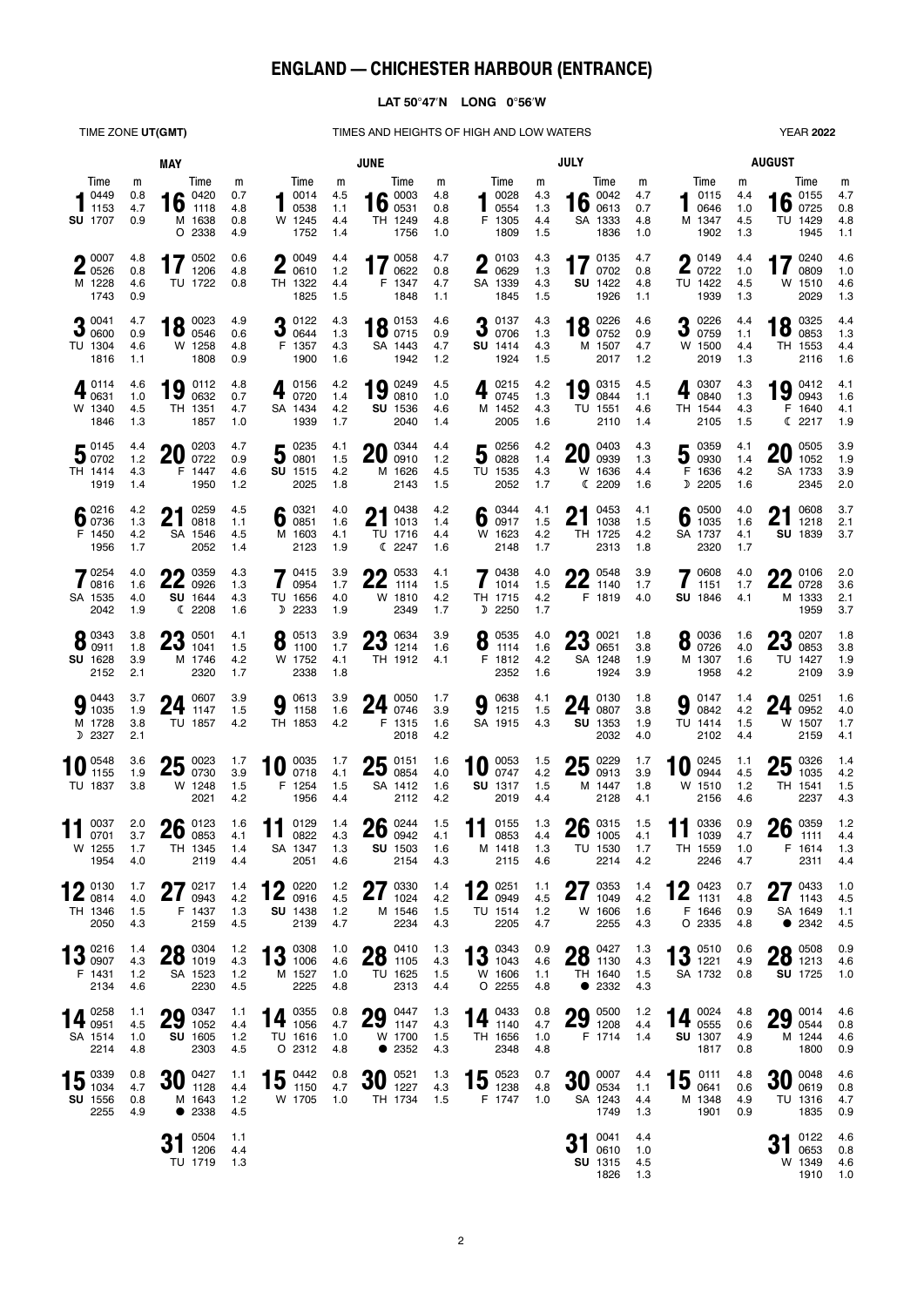# ENGLAND — CHICHESTER HARBOUR (ENTRANCE)

**LAT 50°47′N LONG 0°56′W**

TIME ZONE **UT(GMT)** — TIMES AND HEIGHTS OF HIGH AND LOW WATERS — YEAR **2022**

## MAY

| Date | Day | Time | m | Time | m | Time | m | Time | m |
|---|---|---|---|---|---|---|---|---|---|
| 1 | SU | 0449 | 0.8 | 1153 | 4.7 | 1707 | 0.9 | | |
| 2 | M | 0007 | 4.8 | 0526 | 0.8 | 1228 | 4.6 | 1743 | 0.9 |
| 3 | TU | 0041 | 4.7 | 0600 | 0.9 | 1304 | 4.6 | 1816 | 1.1 |
| 4 | W | 0114 | 4.6 | 0631 | 1.0 | 1340 | 4.5 | 1846 | 1.3 |
| 5 | TH | 0145 | 4.4 | 0702 | 1.2 | 1414 | 4.3 | 1919 | 1.4 |
| 6 | F | 0216 | 4.2 | 0736 | 1.3 | 1450 | 4.2 | 1956 | 1.7 |
| 7 | SA | 0254 | 4.0 | 0816 | 1.6 | 1535 | 4.0 | 2042 | 1.9 |
| 8 | SU | 0343 | 3.8 | 0911 | 1.8 | 1628 | 3.9 | 2152 | 2.1 |
| 9 | M | 0443 | 3.7 | 1035 | 1.9 | 1728 | 3.8 | ☽ 2327 | 2.1 |
| 10 | TU | 0548 | 3.6 | 1155 | 1.9 | 1837 | 3.8 | | |
| 11 | W | 0037 | 2.0 | 0701 | 3.7 | 1255 | 1.7 | 1954 | 4.0 |
| 12 | TH | 0130 | 1.7 | 0814 | 4.0 | 1346 | 1.5 | 2050 | 4.3 |
| 13 | F | 0216 | 1.4 | 0907 | 4.3 | 1431 | 1.2 | 2134 | 4.6 |
| 14 | SA | 0258 | 1.1 | 0951 | 4.5 | 1514 | 1.0 | 2214 | 4.8 |
| 15 | SU | 0339 | 0.8 | 1034 | 4.7 | 1556 | 0.8 | 2255 | 4.9 |
| 16 | M | 0420 | 0.7 | 1118 | 4.8 | 1638 | 0.8 | O 2338 | 4.9 |
| 17 | TU | 0502 | 0.6 | 1206 | 4.8 | 1722 | 0.8 | | |
| 18 | W | 0023 | 4.9 | 0546 | 0.6 | 1258 | 4.8 | 1808 | 0.9 |
| 19 | TH | 0112 | 4.8 | 0632 | 0.7 | 1351 | 4.7 | 1857 | 1.0 |
| 20 | F | 0203 | 4.7 | 0722 | 0.9 | 1447 | 4.6 | 1950 | 1.2 |
| 21 | SA | 0259 | 4.5 | 0818 | 1.1 | 1546 | 4.5 | 2052 | 1.4 |
| 22 | SU | 0359 | 4.3 | 0926 | 1.3 | 1644 | 4.3 | ☾ 2208 | 1.6 |
| 23 | M | 0501 | 4.1 | 1041 | 1.5 | 1746 | 4.2 | 2320 | 1.7 |
| 24 | TU | 0607 | 3.9 | 1147 | 1.5 | 1857 | 4.2 | | |
| 25 | W | 0023 | 1.7 | 0730 | 3.9 | 1248 | 1.5 | 2021 | 4.2 |
| 26 | TH | 0123 | 1.6 | 0853 | 4.1 | 1345 | 1.4 | 2119 | 4.4 |
| 27 | F | 0217 | 1.4 | 0943 | 4.2 | 1437 | 1.3 | 2159 | 4.5 |
| 28 | SA | 0304 | 1.2 | 1019 | 4.3 | 1523 | 1.2 | 2230 | 4.5 |
| 29 | SU | 0347 | 1.1 | 1052 | 4.4 | 1605 | 1.2 | 2303 | 4.5 |
| 30 | M | 0427 | 1.1 | 1128 | 4.4 | 1643 | 1.2 | ● 2338 | 4.5 |
| 31 | TU | 0504 | 1.1 | 1206 | 4.4 | 1719 | 1.3 | | |

## JUNE

| Date | Day | Time | m | Time | m | Time | m | Time | m |
|---|---|---|---|---|---|---|---|---|---|
| 1 | W | 0014 | 4.5 | 0538 | 1.1 | 1245 | 4.4 | 1752 | 1.4 |
| 2 | TH | 0049 | 4.4 | 0610 | 1.2 | 1322 | 4.4 | 1825 | 1.5 |
| 3 | F | 0122 | 4.3 | 0644 | 1.3 | 1357 | 4.3 | 1900 | 1.6 |
| 4 | SA | 0156 | 4.2 | 0720 | 1.4 | 1434 | 4.2 | 1939 | 1.7 |
| 5 | SU | 0235 | 4.1 | 0801 | 1.5 | 1515 | 4.2 | 2025 | 1.8 |
| 6 | M | 0321 | 4.0 | 0851 | 1.6 | 1603 | 4.1 | 2123 | 1.9 |
| 7 | TU | 0415 | 3.9 | 0954 | 1.7 | 1656 | 4.0 | ☽ 2233 | 1.9 |
| 8 | W | 0513 | 3.9 | 1100 | 1.7 | 1752 | 4.1 | 2338 | 1.8 |
| 9 | TH | 0613 | 3.9 | 1158 | 1.6 | 1853 | 4.2 | | |
| 10 | F | 0035 | 1.7 | 0718 | 4.1 | 1254 | 1.5 | 1956 | 4.4 |
| 11 | SA | 0129 | 1.4 | 0822 | 4.3 | 1347 | 1.3 | 2051 | 4.6 |
| 12 | SU | 0220 | 1.2 | 0916 | 4.5 | 1438 | 1.2 | 2139 | 4.7 |
| 13 | M | 0308 | 1.0 | 1006 | 4.6 | 1527 | 1.0 | 2225 | 4.8 |
| 14 | TU | 0355 | 0.8 | 1056 | 4.7 | 1616 | 1.0 | O 2312 | 4.8 |
| 15 | W | 0442 | 0.8 | 1150 | 4.7 | 1705 | 1.0 | | |
| 16 | TH | 0003 | 4.8 | 0531 | 0.8 | 1249 | 4.8 | 1756 | 1.0 |
| 17 | F | 0058 | 4.7 | 0622 | 0.8 | 1347 | 4.7 | 1848 | 1.1 |
| 18 | SA | 0153 | 4.6 | 0715 | 0.9 | 1443 | 4.7 | 1942 | 1.2 |
| 19 | SU | 0249 | 4.5 | 0810 | 1.0 | 1536 | 4.6 | 2040 | 1.4 |
| 20 | M | 0344 | 4.4 | 0910 | 1.2 | 1626 | 4.5 | 2143 | 1.5 |
| 21 | TU | 0438 | 4.2 | 1013 | 1.4 | 1716 | 4.4 | ☾ 2247 | 1.6 |
| 22 | W | 0533 | 4.1 | 1114 | 1.5 | 1810 | 4.2 | 2349 | 1.7 |
| 23 | TH | 0634 | 3.9 | 1214 | 1.6 | 1912 | 4.1 | | |
| 24 | F | 0050 | 1.7 | 0746 | 3.9 | 1315 | 1.6 | 2018 | 4.2 |
| 25 | SA | 0151 | 1.6 | 0854 | 4.0 | 1412 | 1.6 | 2112 | 4.2 |
| 26 | SU | 0244 | 1.5 | 0942 | 4.1 | 1503 | 1.6 | 2154 | 4.3 |
| 27 | M | 0330 | 1.4 | 1024 | 4.2 | 1546 | 1.5 | 2234 | 4.3 |
| 28 | TU | 0410 | 1.3 | 1105 | 4.3 | 1625 | 1.5 | 2313 | 4.4 |
| 29 | W | 0447 | 1.3 | 1147 | 4.3 | 1700 | 1.5 | ● 2352 | 4.3 |
| 30 | TH | 0521 | 1.3 | 1227 | 4.3 | 1734 | 1.5 | | |

## JULY

| Date | Day | Time | m | Time | m | Time | m | Time | m |
|---|---|---|---|---|---|---|---|---|---|
| 1 | F | 0028 | 4.3 | 0554 | 1.3 | 1305 | 4.4 | 1809 | 1.5 |
| 2 | SA | 0103 | 4.3 | 0629 | 1.3 | 1339 | 4.3 | 1845 | 1.5 |
| 3 | SU | 0137 | 4.3 | 0706 | 1.3 | 1414 | 4.3 | 1924 | 1.5 |
| 4 | M | 0215 | 4.2 | 0745 | 1.3 | 1452 | 4.3 | 2005 | 1.6 |
| 5 | TU | 0256 | 4.2 | 0828 | 1.4 | 1535 | 4.3 | 2052 | 1.7 |
| 6 | W | 0344 | 4.1 | 0917 | 1.5 | 1623 | 4.2 | 2148 | 1.7 |
| 7 | TH | 0438 | 4.0 | 1014 | 1.5 | 1715 | 4.2 | ☽ 2250 | 1.7 |
| 8 | F | 0535 | 4.0 | 1114 | 1.6 | 1812 | 4.2 | 2352 | 1.6 |
| 9 | SA | 0638 | 4.1 | 1215 | 1.5 | 1915 | 4.3 | | |
| 10 | SU | 0053 | 1.5 | 0747 | 4.2 | 1317 | 1.5 | 2019 | 4.4 |
| 11 | M | 0155 | 1.3 | 0853 | 4.4 | 1418 | 1.3 | 2115 | 4.6 |
| 12 | TU | 0251 | 1.1 | 0949 | 4.5 | 1514 | 1.2 | 2205 | 4.7 |
| 13 | W | 0343 | 0.9 | 1043 | 4.6 | 1606 | 1.1 | O 2255 | 4.8 |
| 14 | TH | 0433 | 0.8 | 1140 | 4.7 | 1656 | 1.0 | 2348 | 4.8 |
| 15 | F | 0523 | 0.7 | 1238 | 4.8 | 1747 | 1.0 | | |
| 16 | SA | 0042 | 4.7 | 0613 | 0.7 | 1333 | 4.8 | 1836 | 1.0 |
| 17 | SU | 0135 | 4.7 | 0702 | 0.8 | 1422 | 4.8 | 1926 | 1.1 |
| 18 | M | 0226 | 4.6 | 0752 | 0.9 | 1507 | 4.7 | 2017 | 1.2 |
| 19 | TU | 0315 | 4.5 | 0844 | 1.1 | 1551 | 4.6 | 2110 | 1.4 |
| 20 | W | 0403 | 4.3 | 0939 | 1.3 | 1636 | 4.4 | ☾ 2209 | 1.6 |
| 21 | TH | 0453 | 4.1 | 1038 | 1.5 | 1725 | 4.2 | 2313 | 1.8 |
| 22 | F | 0548 | 3.9 | 1140 | 1.7 | 1819 | 4.0 | | |
| 23 | SA | 0021 | 1.8 | 0651 | 3.8 | 1248 | 1.9 | 1924 | 3.9 |
| 24 | SU | 0130 | 1.8 | 0807 | 3.8 | 1353 | 1.9 | 2032 | 4.0 |
| 25 | M | 0229 | 1.7 | 0913 | 3.9 | 1447 | 1.8 | 2128 | 4.1 |
| 26 | TU | 0315 | 1.5 | 1005 | 4.0 | 1530 | 1.7 | 2214 | 4.2 |
| 27 | W | 0353 | 1.4 | 1049 | 4.2 | 1606 | 1.6 | 2255 | 4.3 |
| 28 | TH | 0427 | 1.3 | 1130 | 4.3 | 1640 | 1.5 | ● 2332 | 4.3 |
| 29 | F | 0500 | 1.2 | 1208 | 4.4 | 1714 | 1.4 | | |
| 30 | SA | 0007 | 4.4 | 0534 | 1.1 | 1243 | 4.4 | 1749 | 1.3 |
| 31 | SU | 0041 | 4.4 | 0610 | 1.0 | 1315 | 4.5 | 1826 | 1.3 |

## AUGUST

| Date | Day | Time | m | Time | m | Time | m | Time | m |
|---|---|---|---|---|---|---|---|---|---|
| 1 | M | 0115 | 4.4 | 0646 | 1.0 | 1347 | 4.5 | 1902 | 1.3 |
| 2 | TU | 0149 | 4.4 | 0722 | 1.0 | 1422 | 4.5 | 1939 | 1.3 |
| 3 | W | 0226 | 4.4 | 0759 | 1.1 | 1500 | 4.4 | 2019 | 1.3 |
| 4 | TH | 0307 | 4.3 | 0840 | 1.3 | 1544 | 4.3 | 2105 | 1.5 |
| 5 | F | 0359 | 4.1 | 0930 | 1.4 | 1636 | 4.2 | ☽ 2205 | 1.6 |
| 6 | SA | 0500 | 4.0 | 1035 | 1.6 | 1737 | 4.1 | 2320 | 1.7 |
| 7 | SU | 0608 | 4.0 | 1151 | 1.7 | 1846 | 4.1 | | |
| 8 | M | 0036 | 1.6 | 0726 | 4.0 | 1307 | 1.6 | 1958 | 4.2 |
| 9 | TU | 0147 | 1.4 | 0842 | 4.2 | 1414 | 1.5 | 2102 | 4.4 |
| 10 | W | 0245 | 1.1 | 0944 | 4.5 | 1510 | 1.2 | 2156 | 4.6 |
| 11 | TH | 0336 | 0.9 | 1039 | 4.7 | 1559 | 1.0 | 2246 | 4.7 |
| 12 | F | 0423 | 0.7 | 1131 | 4.8 | 1646 | 0.9 | O 2335 | 4.8 |
| 13 | SA | 0510 | 0.6 | 1221 | 4.9 | 1732 | 0.8 | | |
| 14 | SU | 0024 | 4.8 | 0555 | 0.6 | 1307 | 4.9 | 1817 | 0.8 |
| 15 | M | 0111 | 4.8 | 0641 | 0.6 | 1348 | 4.9 | 1901 | 0.9 |
| 16 | TU | 0155 | 4.7 | 0725 | 0.8 | 1429 | 4.8 | 1945 | 1.1 |
| 17 | W | 0240 | 4.6 | 0809 | 1.0 | 1510 | 4.6 | 2029 | 1.3 |
| 18 | TH | 0325 | 4.4 | 0853 | 1.3 | 1553 | 4.4 | 2116 | 1.6 |
| 19 | F | 0412 | 4.1 | 0943 | 1.6 | 1640 | 4.1 | ☾ 2217 | 1.9 |
| 20 | SA | 0505 | 3.9 | 1052 | 1.9 | 1733 | 3.9 | 2345 | 2.0 |
| 21 | SU | 0608 | 3.7 | 1218 | 2.1 | 1839 | 3.7 | | |
| 22 | M | 0106 | 2.0 | 0728 | 3.6 | 1333 | 2.1 | 1959 | 3.7 |
| 23 | TU | 0207 | 1.8 | 0853 | 3.8 | 1427 | 1.9 | 2109 | 3.9 |
| 24 | W | 0251 | 1.6 | 0952 | 4.0 | 1507 | 1.7 | 2159 | 4.1 |
| 25 | TH | 0326 | 1.4 | 1035 | 4.2 | 1541 | 1.5 | 2237 | 4.3 |
| 26 | F | 0359 | 1.2 | 1111 | 4.4 | 1614 | 1.3 | 2311 | 4.4 |
| 27 | SA | 0433 | 1.0 | 1143 | 4.5 | 1649 | 1.1 | ● 2342 | 4.5 |
| 28 | SU | 0508 | 0.9 | 1213 | 4.6 | 1725 | 1.0 | | |
| 29 | M | 0014 | 4.6 | 0544 | 0.8 | 1244 | 4.6 | 1800 | 0.9 |
| 30 | TU | 0048 | 4.6 | 0619 | 0.8 | 1316 | 4.7 | 1835 | 0.9 |
| 31 | W | 0122 | 4.6 | 0653 | 0.8 | 1349 | 4.6 | 1910 | 1.0 |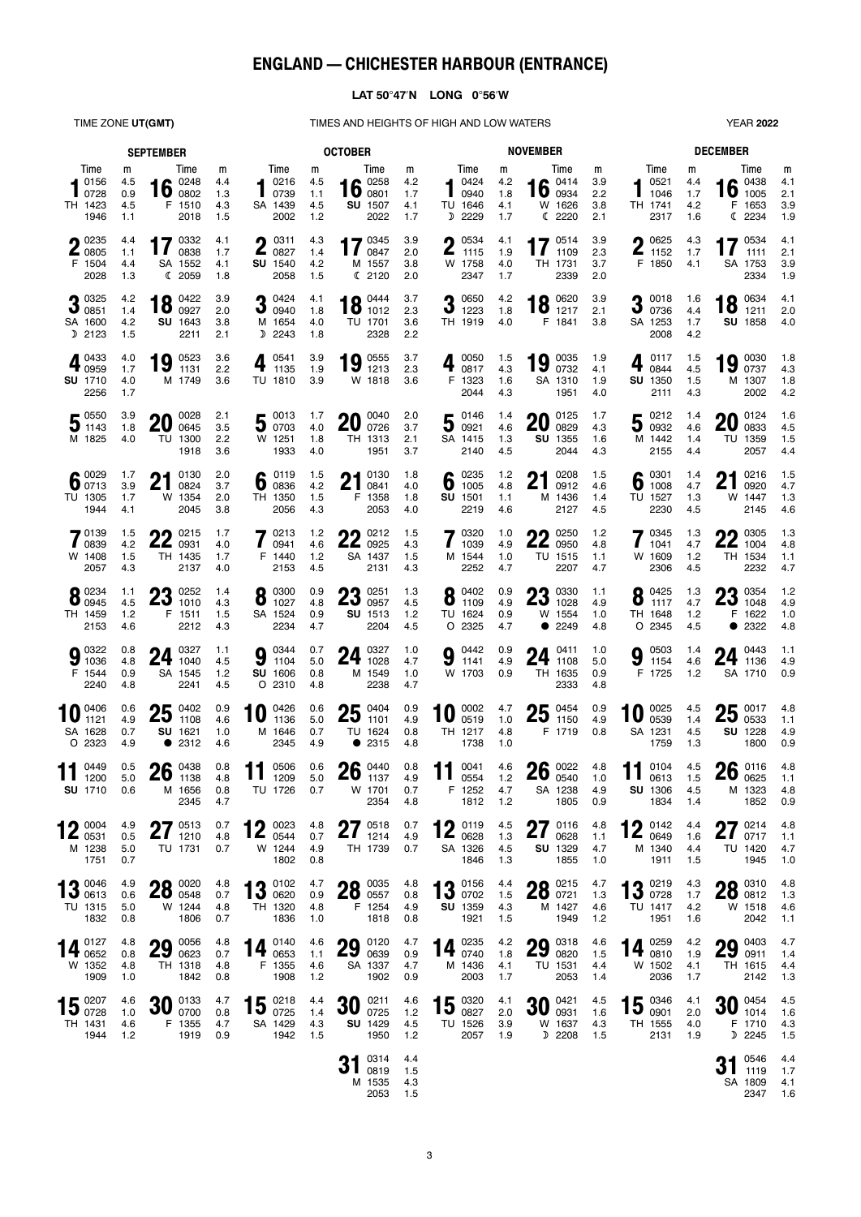# ENGLAND — CHICHESTER HARBOUR (ENTRANCE)

**LAT 50°47′N LONG 0°56′W**

TIME ZONE **UT(GMT)** — TIMES AND HEIGHTS OF HIGH AND LOW WATERS — YEAR **2022**

## SEPTEMBER

| Day | | Time | m | Time | m | Time | m | Time | m |
|---|---|---|---|---|---|---|---|---|---|
| 1 | TH | 0156 | 4.5 | 0728 | 0.9 | 1423 | 4.5 | 1946 | 1.1 |
| 2 | F | 0235 | 4.4 | 0805 | 1.1 | 1504 | 4.4 | 2028 | 1.3 |
| 3 | SA | 0325 | 4.2 | 0851 | 1.4 | 1600 | 4.2 | ☽ 2123 | 1.5 |
| 4 | SU | 0433 | 4.0 | 0959 | 1.7 | 1710 | 4.0 | 2256 | 1.7 |
| 5 | M | 0550 | 3.9 | 1143 | 1.8 | 1825 | 4.0 | | |
| 6 | TU | 0029 | 1.7 | 0713 | 3.9 | 1305 | 1.7 | 1944 | 4.1 |
| 7 | W | 0139 | 1.5 | 0839 | 4.2 | 1408 | 1.5 | 2057 | 4.3 |
| 8 | TH | 0234 | 1.1 | 0945 | 4.5 | 1459 | 1.2 | 2153 | 4.6 |
| 9 | F | 0322 | 0.8 | 1036 | 4.8 | 1544 | 0.9 | 2240 | 4.8 |
| 10 | SA | 0406 | 0.6 | 1121 | 4.9 | 1628 | 0.7 | O 2323 | 4.9 |
| 11 | SU | 0449 | 0.5 | 1200 | 5.0 | 1710 | 0.6 | | |
| 12 | M | 0004 | 4.9 | 0531 | 0.5 | 1238 | 5.0 | 1751 | 0.7 |
| 13 | TU | 0046 | 4.9 | 0613 | 0.6 | 1315 | 5.0 | 1832 | 0.8 |
| 14 | W | 0127 | 4.8 | 0652 | 0.8 | 1352 | 4.8 | 1909 | 1.0 |
| 15 | TH | 0207 | 4.6 | 0728 | 1.0 | 1431 | 4.6 | 1944 | 1.2 |
| 16 | F | 0248 | 4.4 | 0802 | 1.3 | 1510 | 4.3 | 2018 | 1.5 |
| 17 | SA | 0332 | 4.1 | 0838 | 1.7 | 1552 | 4.1 | ☾ 2059 | 1.8 |
| 18 | SU | 0422 | 3.9 | 0927 | 2.0 | 1643 | 3.8 | 2211 | 2.1 |
| 19 | M | 0523 | 3.6 | 1131 | 2.2 | 1749 | 3.6 | | |
| 20 | TU | 0028 | 2.1 | 0645 | 3.5 | 1300 | 2.2 | 1918 | 3.6 |
| 21 | W | 0130 | 2.0 | 0824 | 3.7 | 1354 | 2.0 | 2045 | 3.8 |
| 22 | TH | 0215 | 1.7 | 0931 | 4.0 | 1435 | 1.7 | 2137 | 4.0 |
| 23 | F | 0252 | 1.4 | 1010 | 4.3 | 1511 | 1.5 | 2212 | 4.3 |
| 24 | SA | 0327 | 1.1 | 1040 | 4.5 | 1545 | 1.2 | 2241 | 4.5 |
| 25 | SU | 0402 | 0.9 | 1108 | 4.6 | 1621 | 1.0 | ● 2312 | 4.6 |
| 26 | M | 0438 | 0.8 | 1138 | 4.8 | 1656 | 0.8 | 2345 | 4.7 |
| 27 | TU | 0513 | 0.7 | 1210 | 4.8 | 1731 | 0.7 | | |
| 28 | W | 0020 | 4.8 | 0548 | 0.7 | 1244 | 4.8 | 1806 | 0.7 |
| 29 | TH | 0056 | 4.8 | 0623 | 0.7 | 1318 | 4.8 | 1842 | 0.8 |
| 30 | F | 0133 | 4.7 | 0700 | 0.8 | 1355 | 4.7 | 1919 | 0.9 |

## OCTOBER

| Day | | Time | m | Time | m | Time | m | Time | m |
|---|---|---|---|---|---|---|---|---|---|
| 1 | SA | 0216 | 4.5 | 0739 | 1.1 | 1439 | 4.5 | 2002 | 1.2 |
| 2 | SU | 0311 | 4.3 | 0827 | 1.4 | 1540 | 4.2 | 2058 | 1.5 |
| 3 | M | 0424 | 4.1 | 0940 | 1.8 | 1654 | 4.0 | ☽ 2243 | 1.8 |
| 4 | TU | 0541 | 3.9 | 1135 | 1.9 | 1810 | 3.9 | | |
| 5 | W | 0013 | 1.7 | 0703 | 4.0 | 1251 | 1.8 | 1933 | 4.0 |
| 6 | TH | 0119 | 1.5 | 0836 | 4.2 | 1350 | 1.5 | 2056 | 4.3 |
| 7 | F | 0213 | 1.2 | 0941 | 4.6 | 1440 | 1.2 | 2153 | 4.5 |
| 8 | SA | 0300 | 0.9 | 1027 | 4.8 | 1524 | 0.9 | 2234 | 4.7 |
| 9 | SU | 0344 | 0.7 | 1104 | 5.0 | 1606 | 0.8 | O 2310 | 4.8 |
| 10 | M | 0426 | 0.6 | 1136 | 5.0 | 1646 | 0.7 | 2345 | 4.9 |
| 11 | TU | 0506 | 0.6 | 1209 | 5.0 | 1726 | 0.7 | | |
| 12 | W | 0023 | 4.8 | 0544 | 0.7 | 1244 | 4.9 | 1802 | 0.8 |
| 13 | TH | 0102 | 4.7 | 0620 | 0.9 | 1320 | 4.8 | 1836 | 1.0 |
| 14 | F | 0140 | 4.6 | 0653 | 1.1 | 1355 | 4.6 | 1908 | 1.2 |
| 15 | SA | 0218 | 4.4 | 0725 | 1.4 | 1429 | 4.3 | 1942 | 1.5 |
| 16 | SU | 0258 | 4.2 | 0801 | 1.7 | 1507 | 4.1 | 2022 | 1.7 |
| 17 | M | 0345 | 3.9 | 0847 | 2.0 | 1557 | 3.8 | ☾ 2120 | 2.0 |
| 18 | TU | 0444 | 3.7 | 1012 | 2.3 | 1701 | 3.6 | 2328 | 2.2 |
| 19 | W | 0555 | 3.7 | 1213 | 2.3 | 1818 | 3.6 | | |
| 20 | TH | 0040 | 2.0 | 0726 | 3.7 | 1313 | 2.1 | 1951 | 3.7 |
| 21 | F | 0130 | 1.8 | 0841 | 4.0 | 1358 | 1.8 | 2053 | 4.0 |
| 22 | SA | 0212 | 1.5 | 0925 | 4.3 | 1437 | 1.5 | 2131 | 4.3 |
| 23 | SU | 0251 | 1.3 | 0957 | 4.5 | 1513 | 1.2 | 2204 | 4.5 |
| 24 | M | 0327 | 1.0 | 1028 | 4.7 | 1549 | 1.0 | 2238 | 4.7 |
| 25 | TU | 0404 | 0.9 | 1101 | 4.9 | 1624 | 0.8 | ● 2315 | 4.8 |
| 26 | W | 0440 | 0.8 | 1137 | 4.9 | 1701 | 0.7 | 2354 | 4.8 |
| 27 | TH | 0518 | 0.7 | 1214 | 4.9 | 1739 | 0.7 | | |
| 28 | F | 0035 | 4.8 | 0557 | 0.8 | 1254 | 4.9 | 1818 | 0.8 |
| 29 | SA | 0120 | 4.7 | 0639 | 0.9 | 1337 | 4.7 | 1902 | 0.9 |
| 30 | SU | 0211 | 4.6 | 0725 | 1.2 | 1429 | 4.5 | 1950 | 1.2 |
| 31 | M | 0314 | 4.4 | 0819 | 1.5 | 1535 | 4.3 | 2053 | 1.5 |

## NOVEMBER

| Day | | Time | m | Time | m | Time | m | Time | m |
|---|---|---|---|---|---|---|---|---|---|
| 1 | TU | 0424 | 4.2 | 0940 | 1.8 | 1646 | 4.1 | ☽ 2229 | 1.7 |
| 2 | W | 0534 | 4.1 | 1115 | 1.9 | 1758 | 4.0 | 2347 | 1.7 |
| 3 | TH | 0650 | 4.2 | 1223 | 1.8 | 1919 | 4.0 | | |
| 4 | F | 0050 | 1.5 | 0817 | 4.3 | 1323 | 1.6 | 2044 | 4.3 |
| 5 | SA | 0146 | 1.4 | 0921 | 4.6 | 1415 | 1.3 | 2140 | 4.5 |
| 6 | SU | 0235 | 1.2 | 1005 | 4.8 | 1501 | 1.1 | 2219 | 4.6 |
| 7 | M | 0320 | 1.0 | 1039 | 4.9 | 1544 | 1.0 | 2252 | 4.7 |
| 8 | TU | 0402 | 0.9 | 1109 | 4.9 | 1624 | 0.9 | O 2325 | 4.7 |
| 9 | W | 0442 | 0.9 | 1141 | 4.9 | 1703 | 0.9 | | |
| 10 | TH | 0002 | 4.7 | 0519 | 1.0 | 1217 | 4.8 | 1738 | 1.0 |
| 11 | F | 0041 | 4.6 | 0554 | 1.2 | 1252 | 4.7 | 1812 | 1.2 |
| 12 | SA | 0119 | 4.5 | 0628 | 1.3 | 1326 | 4.5 | 1846 | 1.3 |
| 13 | SU | 0156 | 4.4 | 0702 | 1.5 | 1359 | 4.3 | 1921 | 1.5 |
| 14 | M | 0235 | 4.2 | 0740 | 1.8 | 1436 | 4.1 | 2003 | 1.7 |
| 15 | TU | 0320 | 4.1 | 0827 | 2.0 | 1526 | 3.9 | 2057 | 1.9 |
| 16 | W | 0414 | 3.9 | 0934 | 2.2 | 1626 | 3.8 | ☾ 2220 | 2.1 |
| 17 | TH | 0514 | 3.9 | 1109 | 2.3 | 1731 | 3.7 | 2339 | 2.0 |
| 18 | F | 0620 | 3.9 | 1217 | 2.1 | 1841 | 3.8 | | |
| 19 | SA | 0035 | 1.9 | 0732 | 4.1 | 1310 | 1.9 | 1951 | 4.0 |
| 20 | SU | 0125 | 1.7 | 0829 | 4.3 | 1355 | 1.6 | 2044 | 4.3 |
| 21 | M | 0208 | 1.5 | 0912 | 4.6 | 1436 | 1.4 | 2127 | 4.5 |
| 22 | TU | 0250 | 1.2 | 0950 | 4.8 | 1515 | 1.1 | 2207 | 4.7 |
| 23 | W | 0330 | 1.1 | 1028 | 4.9 | 1554 | 1.0 | ● 2249 | 4.8 |
| 24 | TH | 0411 | 1.0 | 1108 | 5.0 | 1635 | 0.9 | 2333 | 4.8 |
| 25 | F | 0454 | 0.9 | 1150 | 4.9 | 1719 | 0.8 | | |
| 26 | SA | 0022 | 4.8 | 0540 | 1.0 | 1238 | 4.9 | 1805 | 0.9 |
| 27 | SU | 0116 | 4.8 | 0628 | 1.1 | 1329 | 4.7 | 1855 | 1.0 |
| 28 | M | 0215 | 4.7 | 0721 | 1.3 | 1427 | 4.6 | 1949 | 1.2 |
| 29 | TU | 0318 | 4.6 | 0820 | 1.5 | 1531 | 4.4 | 2053 | 1.4 |
| 30 | W | 0421 | 4.5 | 0931 | 1.6 | 1637 | 4.3 | ☽ 2208 | 1.5 |

## DECEMBER

| Day | | Time | m | Time | m | Time | m | Time | m |
|---|---|---|---|---|---|---|---|---|---|
| 1 | TH | 0521 | 4.4 | 1046 | 1.7 | 1741 | 4.2 | 2317 | 1.6 |
| 2 | F | 0625 | 4.3 | 1152 | 1.7 | 1850 | 4.1 | | |
| 3 | SA | 0018 | 1.6 | 0736 | 4.4 | 1253 | 1.7 | 2008 | 4.2 |
| 4 | SU | 0117 | 1.5 | 0844 | 4.5 | 1350 | 1.5 | 2111 | 4.3 |
| 5 | M | 0212 | 1.4 | 0932 | 4.6 | 1442 | 1.4 | 2155 | 4.4 |
| 6 | TU | 0301 | 1.4 | 1008 | 4.7 | 1527 | 1.3 | 2230 | 4.5 |
| 7 | W | 0345 | 1.3 | 1041 | 4.7 | 1609 | 1.2 | 2306 | 4.5 |
| 8 | TH | 0425 | 1.3 | 1117 | 4.7 | 1648 | 1.2 | O 2345 | 4.5 |
| 9 | F | 0503 | 1.4 | 1154 | 4.6 | 1725 | 1.2 | | |
| 10 | SA | 0025 | 4.5 | 0539 | 1.4 | 1231 | 4.5 | 1759 | 1.3 |
| 11 | SU | 0104 | 4.5 | 0613 | 1.5 | 1306 | 4.5 | 1834 | 1.4 |
| 12 | M | 0142 | 4.4 | 0649 | 1.6 | 1340 | 4.4 | 1911 | 1.5 |
| 13 | TU | 0219 | 4.3 | 0728 | 1.7 | 1417 | 4.2 | 1951 | 1.6 |
| 14 | W | 0259 | 4.2 | 0810 | 1.9 | 1502 | 4.1 | 2036 | 1.7 |
| 15 | TH | 0346 | 4.1 | 0901 | 2.0 | 1555 | 4.0 | 2131 | 1.9 |
| 16 | F | 0438 | 4.1 | 1005 | 2.1 | 1653 | 3.9 | ☾ 2234 | 1.9 |
| 17 | SA | 0534 | 4.1 | 1111 | 2.1 | 1753 | 3.9 | 2334 | 1.9 |
| 18 | SU | 0634 | 4.1 | 1211 | 2.0 | 1858 | 4.0 | | |
| 19 | M | 0030 | 1.8 | 0737 | 4.3 | 1307 | 1.8 | 2002 | 4.2 |
| 20 | TU | 0124 | 1.6 | 0833 | 4.5 | 1359 | 1.5 | 2057 | 4.4 |
| 21 | W | 0216 | 1.5 | 0920 | 4.7 | 1447 | 1.3 | 2145 | 4.6 |
| 22 | TH | 0305 | 1.3 | 1004 | 4.8 | 1534 | 1.1 | 2232 | 4.7 |
| 23 | F | 0354 | 1.2 | 1048 | 4.9 | 1622 | 1.0 | ● 2322 | 4.8 |
| 24 | SA | 0443 | 1.1 | 1136 | 4.9 | 1710 | 0.9 | | |
| 25 | SU | 0017 | 4.8 | 0533 | 1.1 | 1228 | 4.9 | 1800 | 0.9 |
| 26 | M | 0116 | 4.8 | 0625 | 1.1 | 1323 | 4.8 | 1852 | 0.9 |
| 27 | TU | 0214 | 4.8 | 0717 | 1.1 | 1420 | 4.7 | 1945 | 1.0 |
| 28 | W | 0310 | 4.8 | 0812 | 1.3 | 1518 | 4.6 | 2042 | 1.1 |
| 29 | TH | 0403 | 4.7 | 0911 | 1.4 | 1615 | 4.4 | 2142 | 1.3 |
| 30 | F | 0454 | 4.5 | 1014 | 1.6 | 1710 | 4.3 | ☽ 2245 | 1.5 |
| 31 | SA | 0546 | 4.4 | 1119 | 1.7 | 1809 | 4.1 | 2347 | 1.6 |